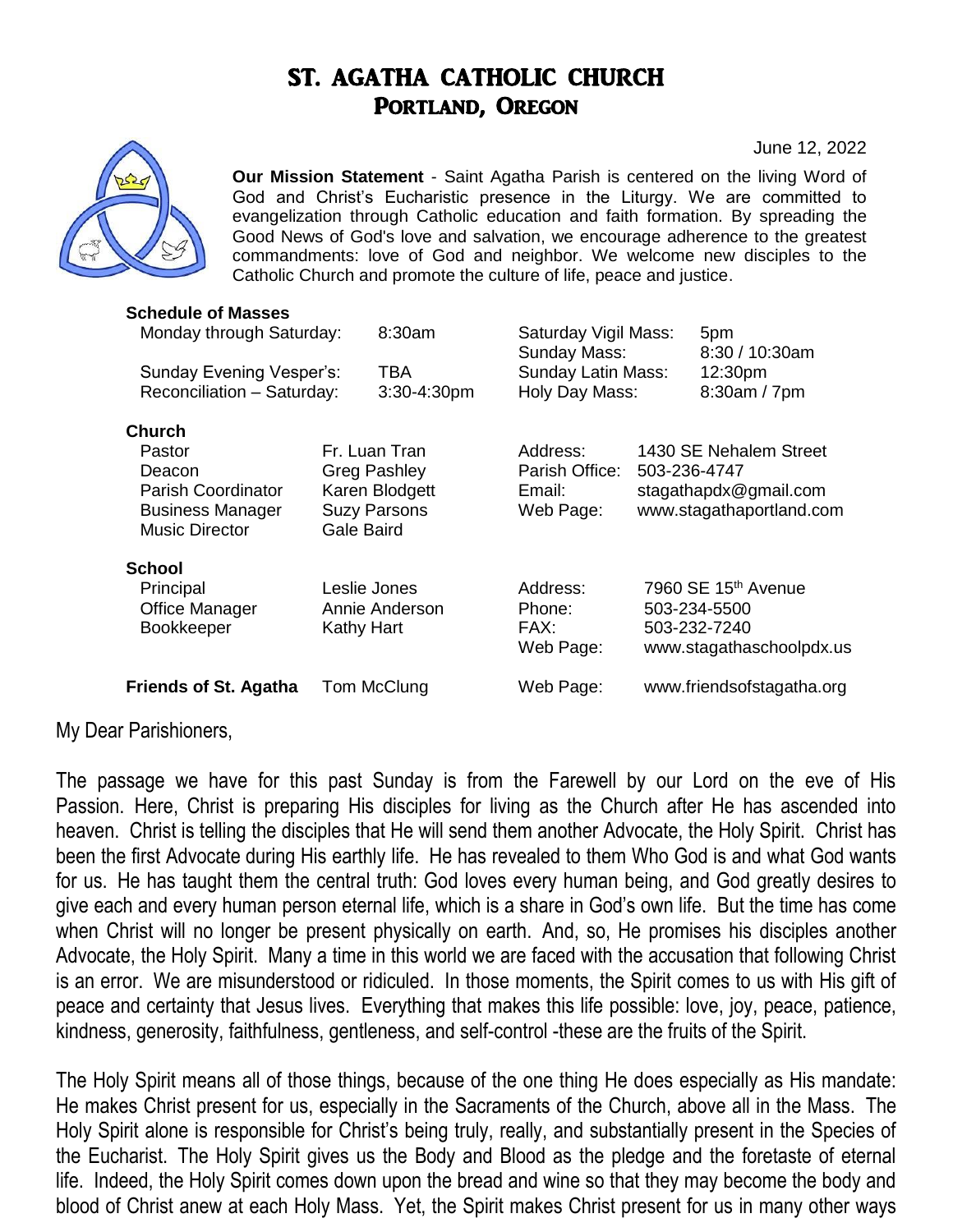# ST. AGATHA CATHOLIC CHURCH
## PORTLAND, OREGON

June 12, 2022

**Our Mission Statement** - Saint Agatha Parish is centered on the living Word of God and Christ's Eucharistic presence in the Liturgy. We are committed to evangelization through Catholic education and faith formation. By spreading the Good News of God's love and salvation, we encourage adherence to the greatest commandments: love of God and neighbor. We welcome new disciples to the Catholic Church and promote the culture of life, peace and justice.

**Schedule of Masses**

| | | | |
|---|---|---|---|
| Monday through Saturday: | 8:30am | Saturday Vigil Mass: | 5pm |
| | | Sunday Mass: | 8:30 / 10:30am |
| Sunday Evening Vesper's: | TBA | Sunday Latin Mass: | 12:30pm |
| Reconciliation – Saturday: | 3:30-4:30pm | Holy Day Mass: | 8:30am / 7pm |

**Church**

| | | | |
|---|---|---|---|
| Pastor | Fr. Luan Tran | Address: | 1430 SE Nehalem Street |
| Deacon | Greg Pashley | Parish Office: | 503-236-4747 |
| Parish Coordinator | Karen Blodgett | Email: | stagathapdx@gmail.com |
| Business Manager | Suzy Parsons | Web Page: | www.stagathaportland.com |
| Music Director | Gale Baird | | |

**School**

| | | | |
|---|---|---|---|
| Principal | Leslie Jones | Address: | 7960 SE 15th Avenue |
| Office Manager | Annie Anderson | Phone: | 503-234-5500 |
| Bookkeeper | Kathy Hart | FAX: | 503-232-7240 |
| | | Web Page: | www.stagathaschoolpdx.us |

**Friends of St. Agatha** Tom McClung Web Page: www.friendsofstagatha.org

My Dear Parishioners,

The passage we have for this past Sunday is from the Farewell by our Lord on the eve of His Passion. Here, Christ is preparing His disciples for living as the Church after He has ascended into heaven. Christ is telling the disciples that He will send them another Advocate, the Holy Spirit. Christ has been the first Advocate during His earthly life. He has revealed to them Who God is and what God wants for us. He has taught them the central truth: God loves every human being, and God greatly desires to give each and every human person eternal life, which is a share in God's own life. But the time has come when Christ will no longer be present physically on earth. And, so, He promises his disciples another Advocate, the Holy Spirit. Many a time in this world we are faced with the accusation that following Christ is an error. We are misunderstood or ridiculed. In those moments, the Spirit comes to us with His gift of peace and certainty that Jesus lives. Everything that makes this life possible: love, joy, peace, patience, kindness, generosity, faithfulness, gentleness, and self-control -these are the fruits of the Spirit.

The Holy Spirit means all of those things, because of the one thing He does especially as His mandate: He makes Christ present for us, especially in the Sacraments of the Church, above all in the Mass. The Holy Spirit alone is responsible for Christ's being truly, really, and substantially present in the Species of the Eucharist. The Holy Spirit gives us the Body and Blood as the pledge and the foretaste of eternal life. Indeed, the Holy Spirit comes down upon the bread and wine so that they may become the body and blood of Christ anew at each Holy Mass. Yet, the Spirit makes Christ present for us in many other ways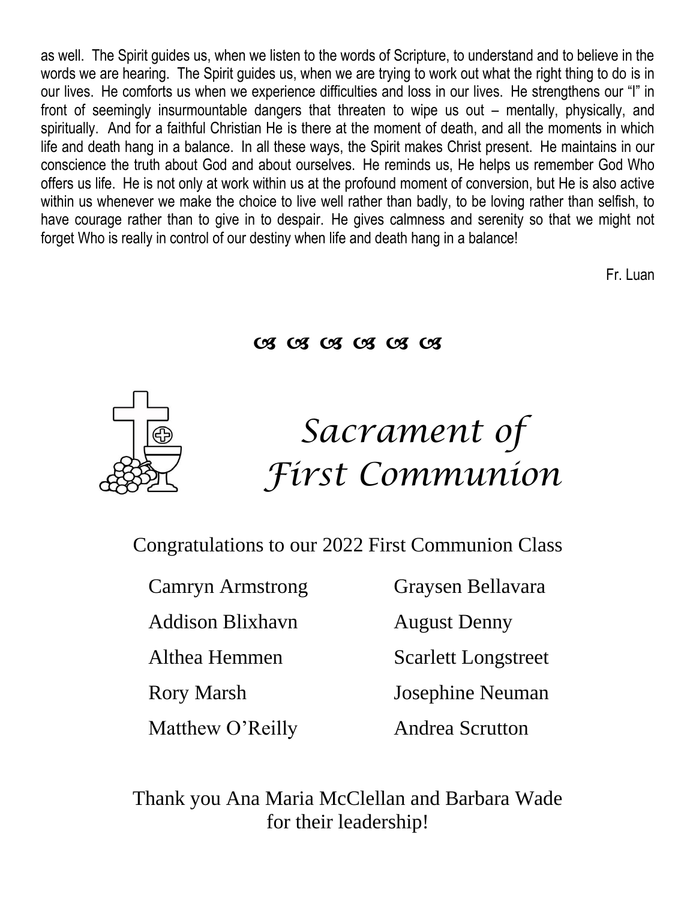as well. The Spirit guides us, when we listen to the words of Scripture, to understand and to believe in the words we are hearing. The Spirit guides us, when we are trying to work out what the right thing to do is in our lives. He comforts us when we experience difficulties and loss in our lives. He strengthens our "I" in front of seemingly insurmountable dangers that threaten to wipe us out – mentally, physically, and spiritually. And for a faithful Christian He is there at the moment of death, and all the moments in which life and death hang in a balance. In all these ways, the Spirit makes Christ present. He maintains in our conscience the truth about God and about ourselves. He reminds us, He helps us remember God Who offers us life. He is not only at work within us at the profound moment of conversion, but He is also active within us whenever we make the choice to live well rather than badly, to be loving rather than selfish, to have courage rather than to give in to despair. He gives calmness and serenity so that we might not forget Who is really in control of our destiny when life and death hang in a balance!

Fr. Luan

# *Sacrament of First Communion*

Congratulations to our 2022 First Communion Class

| | |
|---|---|
| Camryn Armstrong | Graysen Bellavara |
| Addison Blixhavn | August Denny |
| Althea Hemmen | Scarlett Longstreet |
| Rory Marsh | Josephine Neuman |
| Matthew O'Reilly | Andrea Scrutton |

Thank you Ana Maria McClellan and Barbara Wade for their leadership!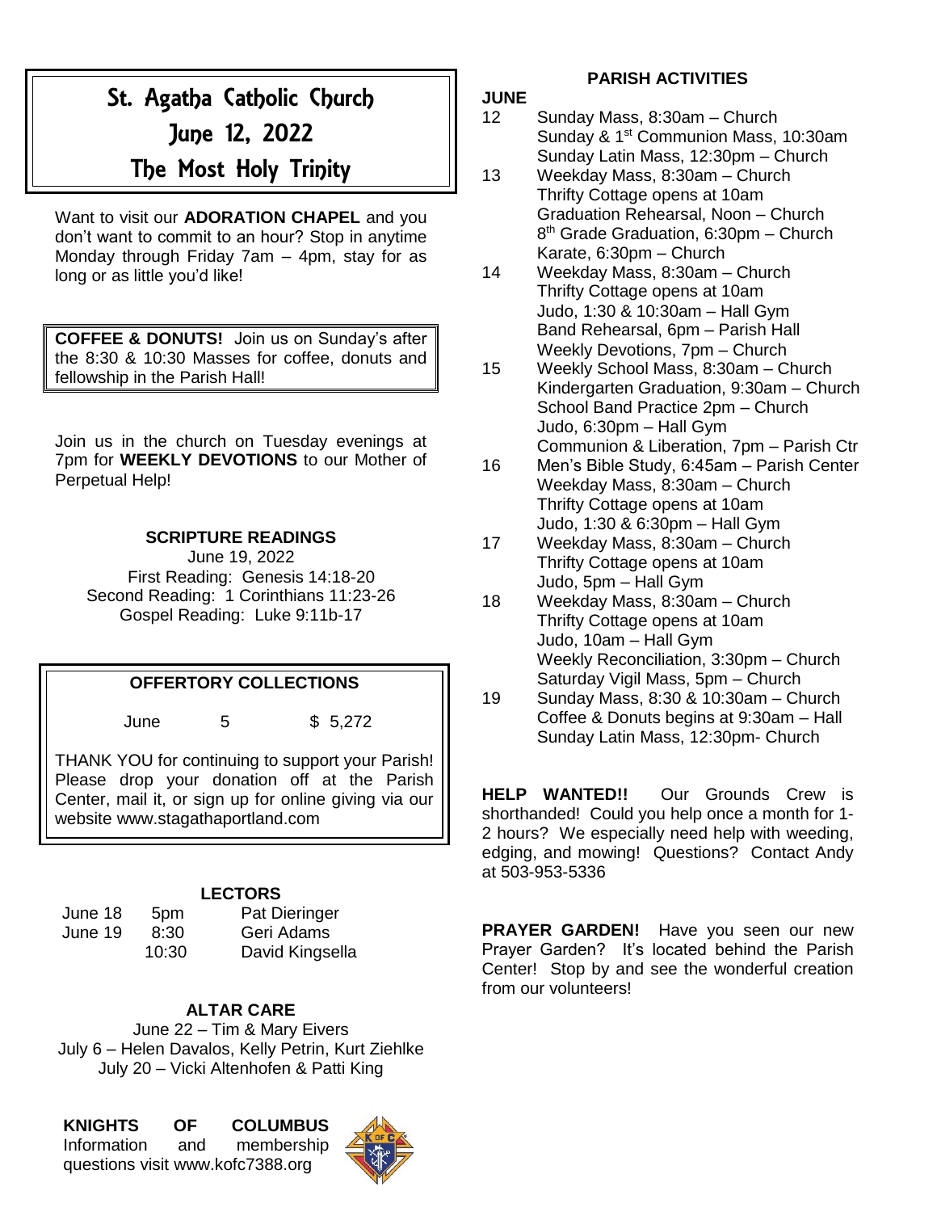# St. Agatha Catholic Church
# June 12, 2022
# The Most Holy Trinity

Want to visit our **ADORATION CHAPEL** and you don't want to commit to an hour? Stop in anytime Monday through Friday 7am – 4pm, stay for as long or as little you'd like!

**COFFEE & DONUTS!** Join us on Sunday's after the 8:30 & 10:30 Masses for coffee, donuts and fellowship in the Parish Hall!

Join us in the church on Tuesday evenings at 7pm for **WEEKLY DEVOTIONS** to our Mother of Perpetual Help!

### SCRIPTURE READINGS

June 19, 2022
First Reading: Genesis 14:18-20
Second Reading: 1 Corinthians 11:23-26
Gospel Reading: Luke 9:11b-17

### OFFERTORY COLLECTIONS

| | | |
|---|---|---|
| June | 5 | $ 5,272 |

THANK YOU for continuing to support your Parish! Please drop your donation off at the Parish Center, mail it, or sign up for online giving via our website www.stagathaportland.com

### LECTORS

| | | |
|---|---|---|
| June 18 | 5pm | Pat Dieringer |
| June 19 | 8:30 | Geri Adams |
| | 10:30 | David Kingsella |

### ALTAR CARE

June 22 – Tim & Mary Eivers
July 6 – Helen Davalos, Kelly Petrin, Kurt Ziehlke
July 20 – Vicki Altenhofen & Patti King

**KNIGHTS OF COLUMBUS** Information and membership questions visit www.kofc7388.org

### PARISH ACTIVITIES

**JUNE**

12 Sunday Mass, 8:30am – Church
Sunday & 1st Communion Mass, 10:30am
Sunday Latin Mass, 12:30pm – Church

13 Weekday Mass, 8:30am – Church
Thrifty Cottage opens at 10am
Graduation Rehearsal, Noon – Church
8th Grade Graduation, 6:30pm – Church
Karate, 6:30pm – Church

14 Weekday Mass, 8:30am – Church
Thrifty Cottage opens at 10am
Judo, 1:30 & 10:30am – Hall Gym
Band Rehearsal, 6pm – Parish Hall
Weekly Devotions, 7pm – Church

15 Weekly School Mass, 8:30am – Church
Kindergarten Graduation, 9:30am – Church
School Band Practice 2pm – Church
Judo, 6:30pm – Hall Gym
Communion & Liberation, 7pm – Parish Ctr

16 Men's Bible Study, 6:45am – Parish Center
Weekday Mass, 8:30am – Church
Thrifty Cottage opens at 10am
Judo, 1:30 & 6:30pm – Hall Gym

17 Weekday Mass, 8:30am – Church
Thrifty Cottage opens at 10am
Judo, 5pm – Hall Gym

18 Weekday Mass, 8:30am – Church
Thrifty Cottage opens at 10am
Judo, 10am – Hall Gym
Weekly Reconciliation, 3:30pm – Church
Saturday Vigil Mass, 5pm – Church

19 Sunday Mass, 8:30 & 10:30am – Church
Coffee & Donuts begins at 9:30am – Hall
Sunday Latin Mass, 12:30pm- Church

**HELP WANTED!!** Our Grounds Crew is shorthanded! Could you help once a month for 1-2 hours? We especially need help with weeding, edging, and mowing! Questions? Contact Andy at 503-953-5336

**PRAYER GARDEN!** Have you seen our new Prayer Garden? It's located behind the Parish Center! Stop by and see the wonderful creation from our volunteers!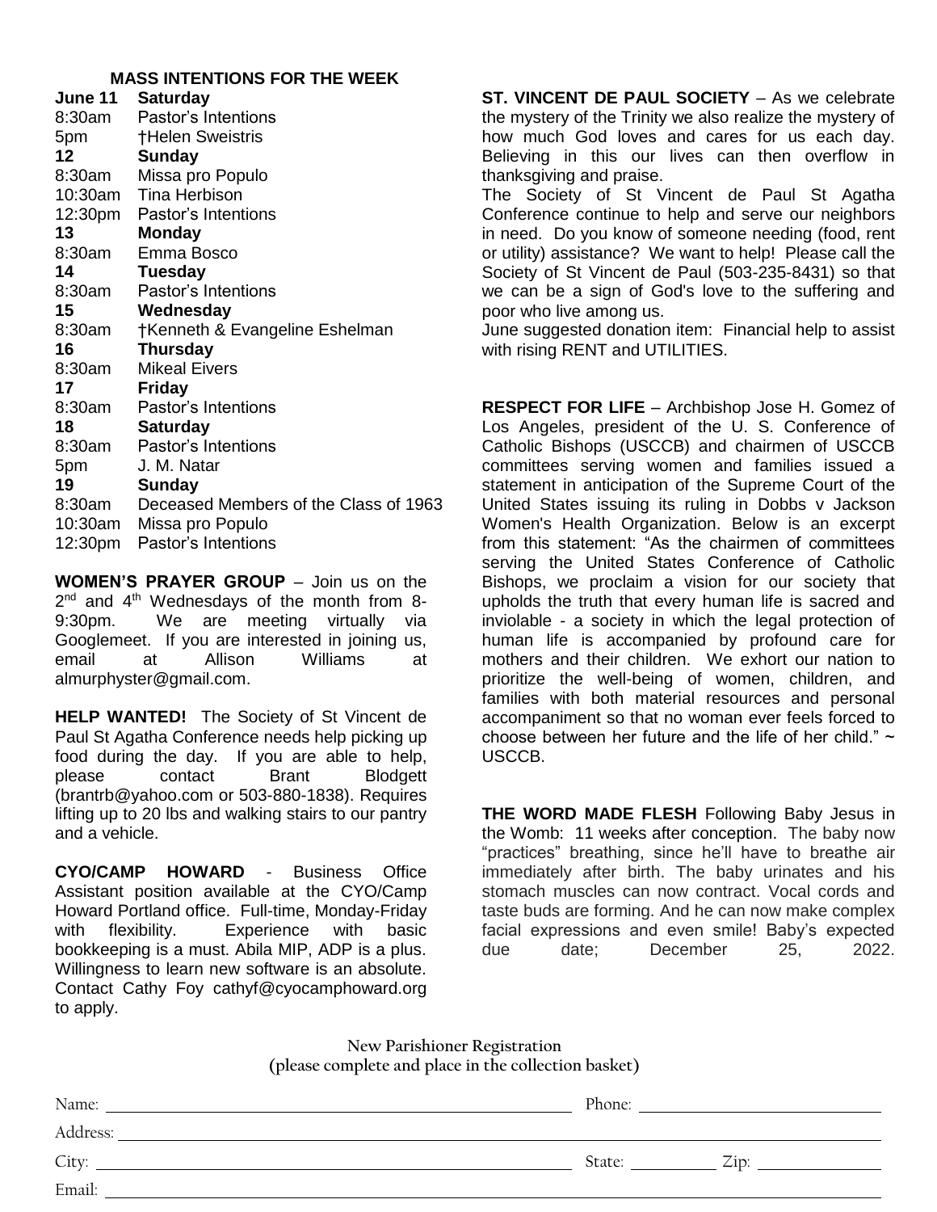## MASS INTENTIONS FOR THE WEEK

| | |
|---|---|
| **June 11** | **Saturday** |
| 8:30am | Pastor's Intentions |
| 5pm | †Helen Sweistris |
| **12** | **Sunday** |
| 8:30am | Missa pro Populo |
| 10:30am | Tina Herbison |
| 12:30pm | Pastor's Intentions |
| **13** | **Monday** |
| 8:30am | Emma Bosco |
| **14** | **Tuesday** |
| 8:30am | Pastor's Intentions |
| **15** | **Wednesday** |
| 8:30am | †Kenneth & Evangeline Eshelman |
| **16** | **Thursday** |
| 8:30am | Mikeal Eivers |
| **17** | **Friday** |
| 8:30am | Pastor's Intentions |
| **18** | **Saturday** |
| 8:30am | Pastor's Intentions |
| 5pm | J. M. Natar |
| **19** | **Sunday** |
| 8:30am | Deceased Members of the Class of 1963 |
| 10:30am | Missa pro Populo |
| 12:30pm | Pastor's Intentions |

**WOMEN'S PRAYER GROUP** – Join us on the 2nd and 4th Wednesdays of the month from 8-9:30pm. We are meeting virtually via Googlemeet. If you are interested in joining us, email at Allison Williams at almurphyster@gmail.com.

**HELP WANTED!** The Society of St Vincent de Paul St Agatha Conference needs help picking up food during the day. If you are able to help, please contact Brant Blodgett (brantrb@yahoo.com or 503-880-1838). Requires lifting up to 20 lbs and walking stairs to our pantry and a vehicle.

**CYO/CAMP HOWARD** - Business Office Assistant position available at the CYO/Camp Howard Portland office. Full-time, Monday-Friday with flexibility. Experience with basic bookkeeping is a must. Abila MIP, ADP is a plus. Willingness to learn new software is an absolute. Contact Cathy Foy cathyf@cyocamphoward.org to apply.

**ST. VINCENT DE PAUL SOCIETY** – As we celebrate the mystery of the Trinity we also realize the mystery of how much God loves and cares for us each day. Believing in this our lives can then overflow in thanksgiving and praise.

The Society of St Vincent de Paul St Agatha Conference continue to help and serve our neighbors in need. Do you know of someone needing (food, rent or utility) assistance? We want to help! Please call the Society of St Vincent de Paul (503-235-8431) so that we can be a sign of God's love to the suffering and poor who live among us.

June suggested donation item: Financial help to assist with rising RENT and UTILITIES.

**RESPECT FOR LIFE** – Archbishop Jose H. Gomez of Los Angeles, president of the U. S. Conference of Catholic Bishops (USCCB) and chairmen of USCCB committees serving women and families issued a statement in anticipation of the Supreme Court of the United States issuing its ruling in Dobbs v Jackson Women's Health Organization. Below is an excerpt from this statement: "As the chairmen of committees serving the United States Conference of Catholic Bishops, we proclaim a vision for our society that upholds the truth that every human life is sacred and inviolable - a society in which the legal protection of human life is accompanied by profound care for mothers and their children. We exhort our nation to prioritize the well-being of women, children, and families with both material resources and personal accompaniment so that no woman ever feels forced to choose between her future and the life of her child." ~ USCCB.

**THE WORD MADE FLESH** Following Baby Jesus in the Womb: 11 weeks after conception. The baby now "practices" breathing, since he'll have to breathe air immediately after birth. The baby urinates and his stomach muscles can now contract. Vocal cords and taste buds are forming. And he can now make complex facial expressions and even smile! Baby's expected due date; December 25, 2022.

New Parishioner Registration
(please complete and place in the collection basket)

Name: ______________________ Phone: ______________

Address: ______________________________________

City: ______________________ State: ________ Zip: ________

Email: ______________________________________